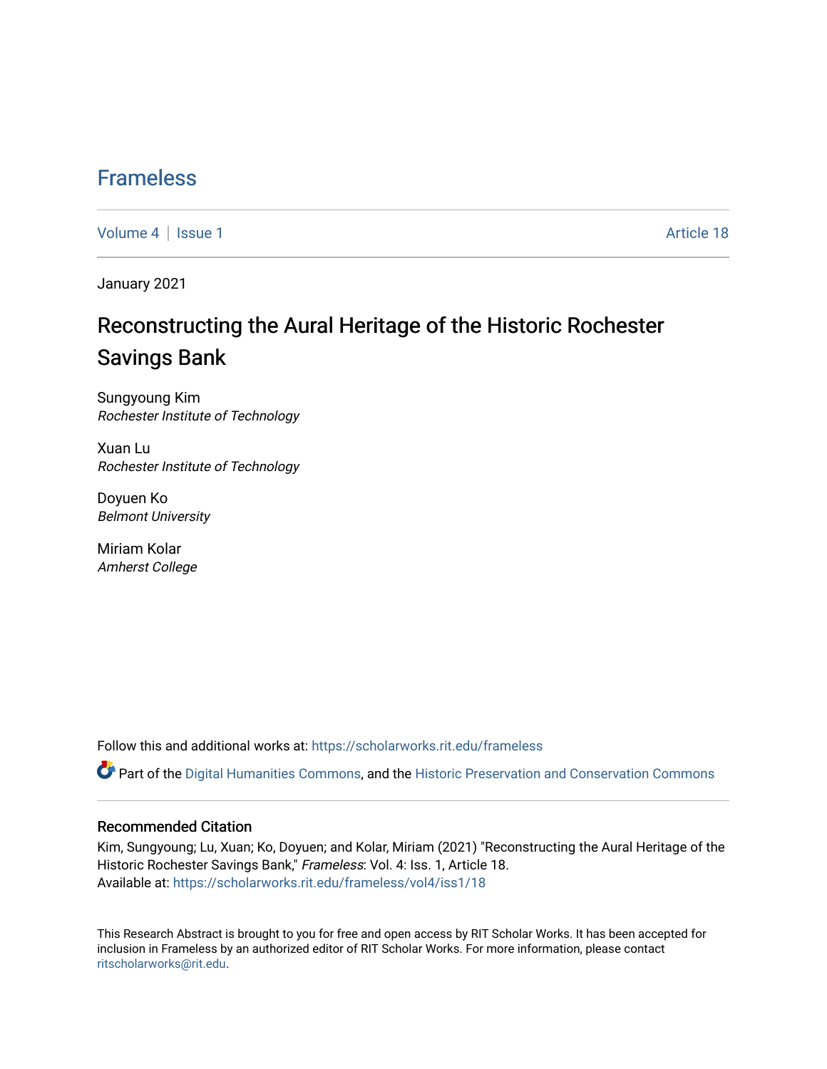# Frameless

Volume 4 | Issue 1 | Article 18

January 2021

## Reconstructing the Aural Heritage of the Historic Rochester Savings Bank

Sungyoung Kim
*Rochester Institute of Technology*

Xuan Lu
*Rochester Institute of Technology*

Doyuen Ko
*Belmont University*

Miriam Kolar
*Amherst College*

Follow this and additional works at: https://scholarworks.rit.edu/frameless

Part of the Digital Humanities Commons, and the Historic Preservation and Conservation Commons

### Recommended Citation

Kim, Sungyoung; Lu, Xuan; Ko, Doyuen; and Kolar, Miriam (2021) "Reconstructing the Aural Heritage of the Historic Rochester Savings Bank," *Frameless*: Vol. 4: Iss. 1, Article 18.
Available at: https://scholarworks.rit.edu/frameless/vol4/iss1/18

This Research Abstract is brought to you for free and open access by RIT Scholar Works. It has been accepted for inclusion in Frameless by an authorized editor of RIT Scholar Works. For more information, please contact ritscholarworks@rit.edu.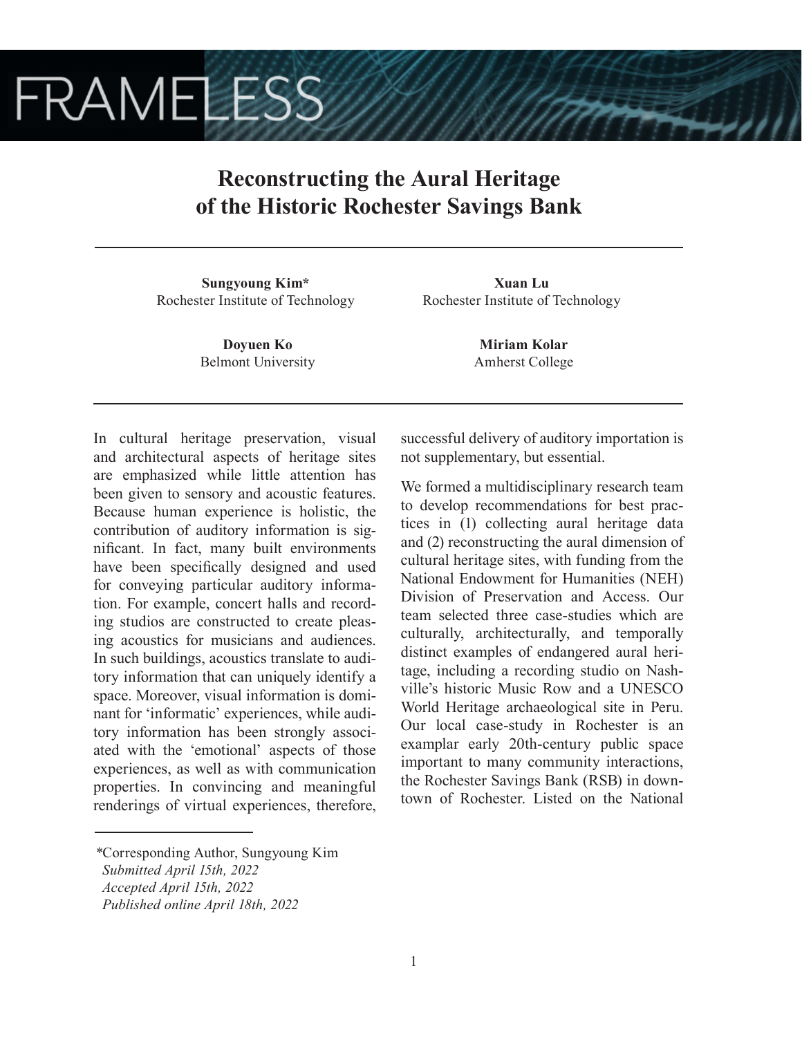# Reconstructing the Aural Heritage of the Historic Rochester Savings Bank

**Sungyoung Kim***
Rochester Institute of Technology

**Xuan Lu**
Rochester Institute of Technology

**Doyuen Ko**
Belmont University

**Miriam Kolar**
Amherst College

In cultural heritage preservation, visual and architectural aspects of heritage sites are emphasized while little attention has been given to sensory and acoustic features. Because human experience is holistic, the contribution of auditory information is significant. In fact, many built environments have been specifically designed and used for conveying particular auditory information. For example, concert halls and recording studios are constructed to create pleasing acoustics for musicians and audiences. In such buildings, acoustics translate to auditory information that can uniquely identify a space. Moreover, visual information is dominant for 'informatic' experiences, while auditory information has been strongly associated with the 'emotional' aspects of those experiences, as well as with communication properties. In convincing and meaningful renderings of virtual experiences, therefore, successful delivery of auditory importation is not supplementary, but essential.

We formed a multidisciplinary research team to develop recommendations for best practices in (1) collecting aural heritage data and (2) reconstructing the aural dimension of cultural heritage sites, with funding from the National Endowment for Humanities (NEH) Division of Preservation and Access. Our team selected three case-studies which are culturally, architecturally, and temporally distinct examples of endangered aural heritage, including a recording studio on Nashville's historic Music Row and a UNESCO World Heritage archaeological site in Peru. Our local case-study in Rochester is an examplar early 20th-century public space important to many community interactions, the Rochester Savings Bank (RSB) in downtown of Rochester. Listed on the National

---

*Corresponding Author, Sungyoung Kim
*Submitted April 15th, 2022*
*Accepted April 15th, 2022*
*Published online April 18th, 2022*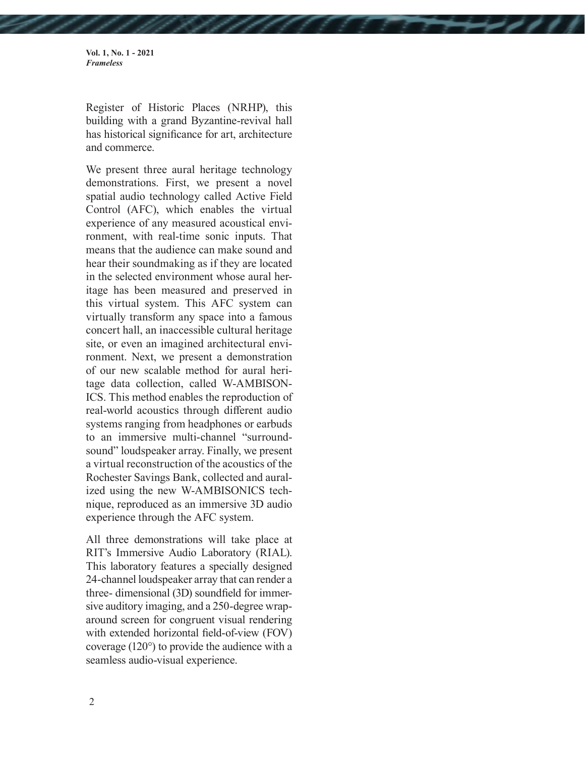Register of Historic Places (NRHP), this building with a grand Byzantine-revival hall has historical significance for art, architecture and commerce.

We present three aural heritage technology demonstrations. First, we present a novel spatial audio technology called Active Field Control (AFC), which enables the virtual experience of any measured acoustical environment, with real-time sonic inputs. That means that the audience can make sound and hear their soundmaking as if they are located in the selected environment whose aural heritage has been measured and preserved in this virtual system. This AFC system can virtually transform any space into a famous concert hall, an inaccessible cultural heritage site, or even an imagined architectural environment. Next, we present a demonstration of our new scalable method for aural heritage data collection, called W-AMBISONICS. This method enables the reproduction of real-world acoustics through different audio systems ranging from headphones or earbuds to an immersive multi-channel "surround-sound" loudspeaker array. Finally, we present a virtual reconstruction of the acoustics of the Rochester Savings Bank, collected and auralized using the new W-AMBISONICS technique, reproduced as an immersive 3D audio experience through the AFC system.

All three demonstrations will take place at RIT's Immersive Audio Laboratory (RIAL). This laboratory features a specially designed 24-channel loudspeaker array that can render a three- dimensional (3D) soundfield for immersive auditory imaging, and a 250-degree wrap-around screen for congruent visual rendering with extended horizontal field-of-view (FOV) coverage (120°) to provide the audience with a seamless audio-visual experience.